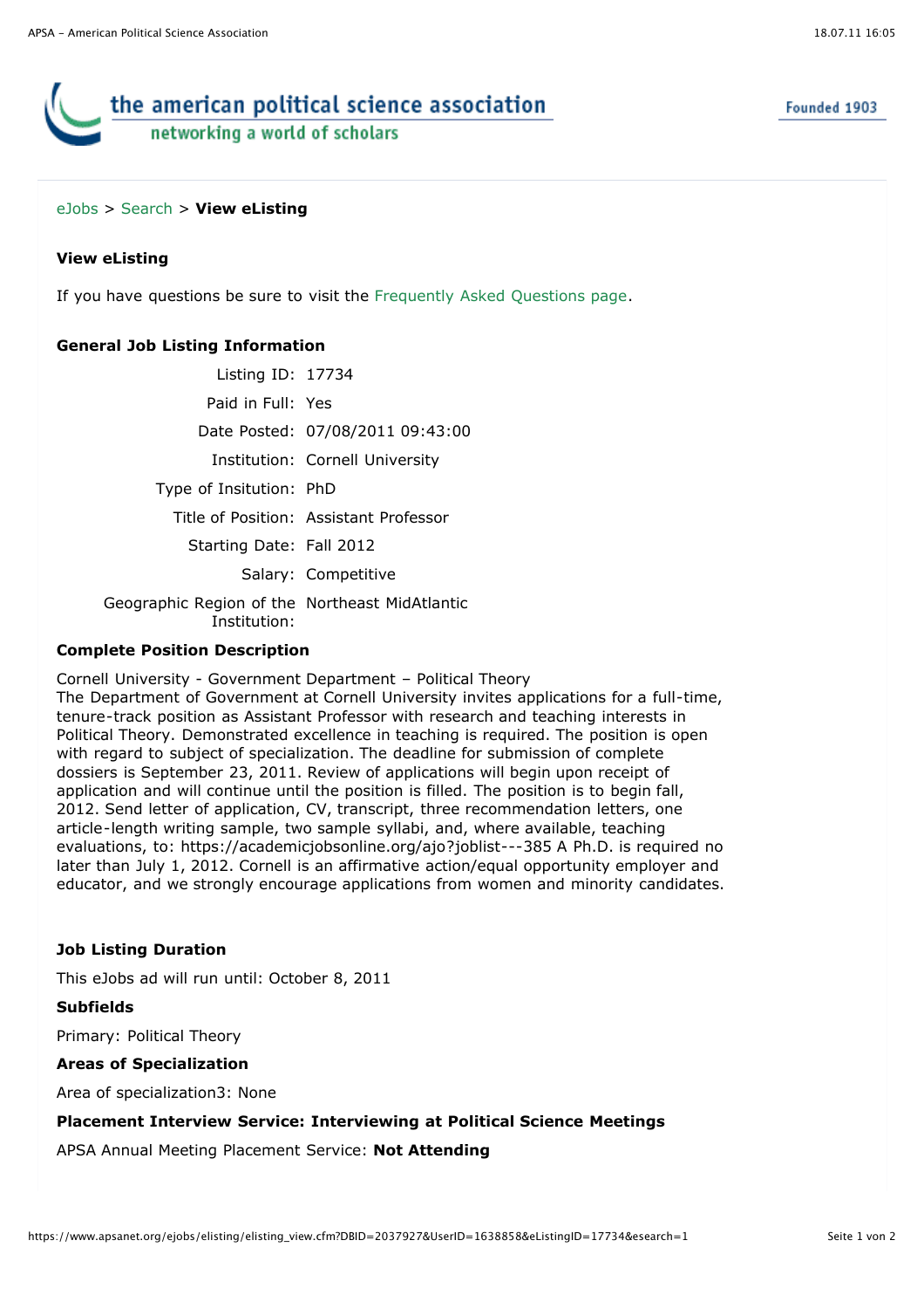the american political science association

networking a world of scholars

Founded 1903

eJobs > Search > **View eListing**

### View eListing

If you have questions be sure to visit the Frequently Asked Questions page.

### General Job Listing Information

| | |
|---|---|
| Listing ID: | 17734 |
| Paid in Full: | Yes |
| Date Posted: | 07/08/2011 09:43:00 |
| Institution: | Cornell University |
| Type of Insitution: | PhD |
| Title of Position: | Assistant Professor |
| Starting Date: | Fall 2012 |
| Salary: | Competitive |
| Geographic Region of the Institution: | Northeast MidAtlantic |

### Complete Position Description

Cornell University - Government Department – Political Theory
The Department of Government at Cornell University invites applications for a full-time, tenure-track position as Assistant Professor with research and teaching interests in Political Theory. Demonstrated excellence in teaching is required. The position is open with regard to subject of specialization. The deadline for submission of complete dossiers is September 23, 2011. Review of applications will begin upon receipt of application and will continue until the position is filled. The position is to begin fall, 2012. Send letter of application, CV, transcript, three recommendation letters, one article-length writing sample, two sample syllabi, and, where available, teaching evaluations, to: https://academicjobsonline.org/ajo?joblist---385 A Ph.D. is required no later than July 1, 2012. Cornell is an affirmative action/equal opportunity employer and educator, and we strongly encourage applications from women and minority candidates.

### Job Listing Duration

This eJobs ad will run until: October 8, 2011

### Subfields

Primary: Political Theory

### Areas of Specialization

Area of specialization3: None

### Placement Interview Service: Interviewing at Political Science Meetings

APSA Annual Meeting Placement Service: **Not Attending**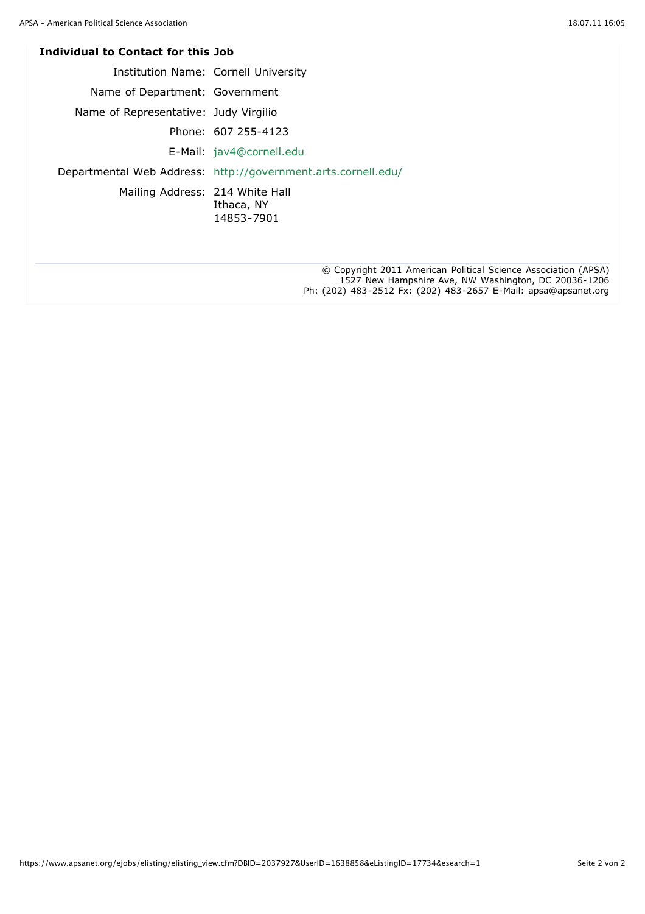**Individual to Contact for this Job**

| | |
|---|---|
| Institution Name: | Cornell University |
| Name of Department: | Government |
| Name of Representative: | Judy Virgilio |
| Phone: | 607 255-4123 |
| E-Mail: | jav4@cornell.edu |
| Departmental Web Address: | http://government.arts.cornell.edu/ |
| Mailing Address: | 214 White Hall<br>Ithaca, NY<br>14853-7901 |

© Copyright 2011 American Political Science Association (APSA)
1527 New Hampshire Ave, NW Washington, DC 20036-1206
Ph: (202) 483-2512 Fx: (202) 483-2657 E-Mail: apsa@apsanet.org